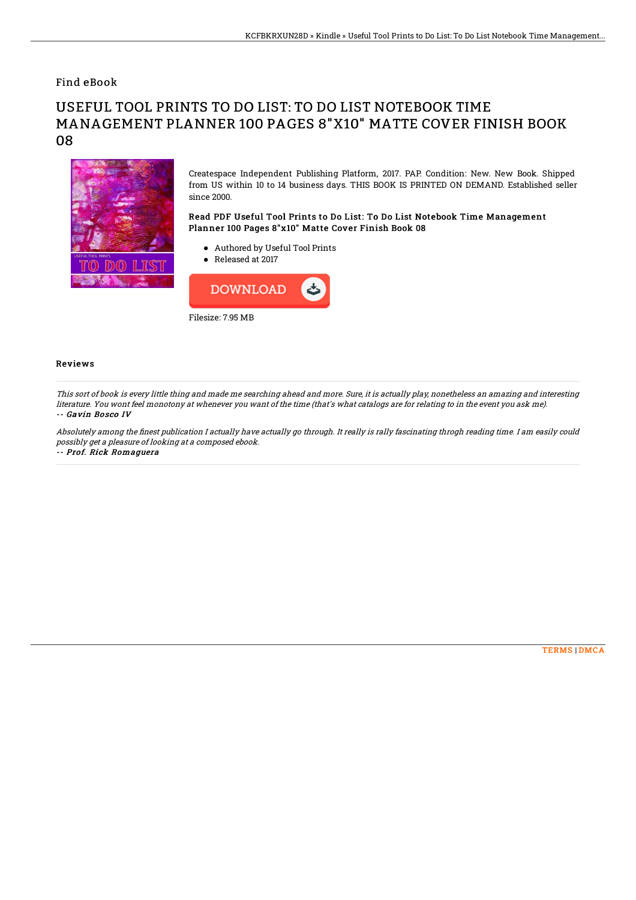Find eBook

# USEFUL TOOL PRINTS TO DO LIST: TO DO LIST NOTEBOOK TIME MANAGEMENT PLANNER 100 PAGES 8"X10" MATTE COVER FINISH BOOK 08

Createspace Independent Publishing Platform, 2017. PAP. Condition: New. New Book. Shipped from US within 10 to 14 business days. THIS BOOK IS PRINTED ON DEMAND. Established seller since 2000.

### Read PDF Useful Tool Prints to Do List: To Do List Notebook Time Management Planner 100 Pages 8"x10" Matte Cover Finish Book 08

- Authored by Useful Tool Prints
- Released at 2017

DOWNLOAD

Filesize: 7.95 MB

## Reviews

*This sort of book is every little thing and made me searching ahead and more. Sure, it is actually play, nonetheless an amazing and interesting literature. You wont feel monotony at whenever you want of the time (that's what catalogs are for relating to in the event you ask me).*

*-- Gavin Bosco IV*

*Absolutely among the finest publication I actually have actually go through. It really is rally fascinating throgh reading time. I am easily could possibly get a pleasure of looking at a composed ebook.*

*-- Prof. Rick Romaguera*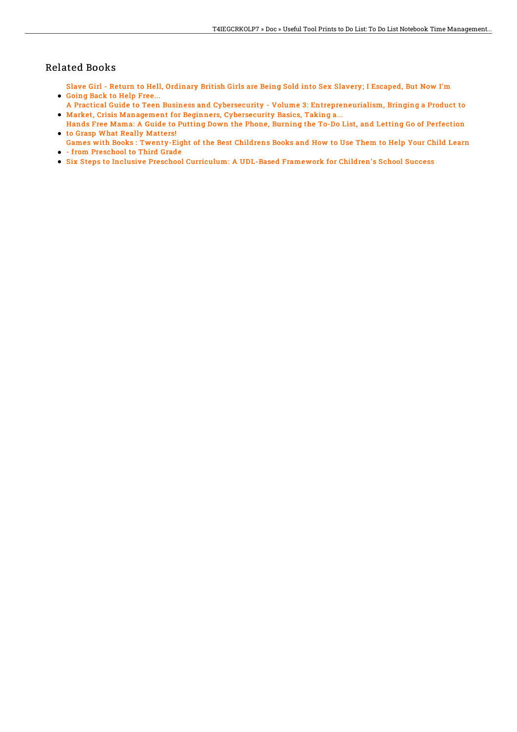## Related Books

- Slave Girl - Return to Hell, Ordinary British Girls are Being Sold into Sex Slavery; I Escaped, But Now I'm Going Back to Help Free...
- A Practical Guide to Teen Business and Cybersecurity - Volume 3: Entrepreneurialism, Bringing a Product to Market, Crisis Management for Beginners, Cybersecurity Basics, Taking a...
- Hands Free Mama: A Guide to Putting Down the Phone, Burning the To-Do List, and Letting Go of Perfection to Grasp What Really Matters!
- Games with Books : Twenty-Eight of the Best Childrens Books and How to Use Them to Help Your Child Learn - from Preschool to Third Grade
- Six Steps to Inclusive Preschool Curriculum: A UDL-Based Framework for Children's School Success